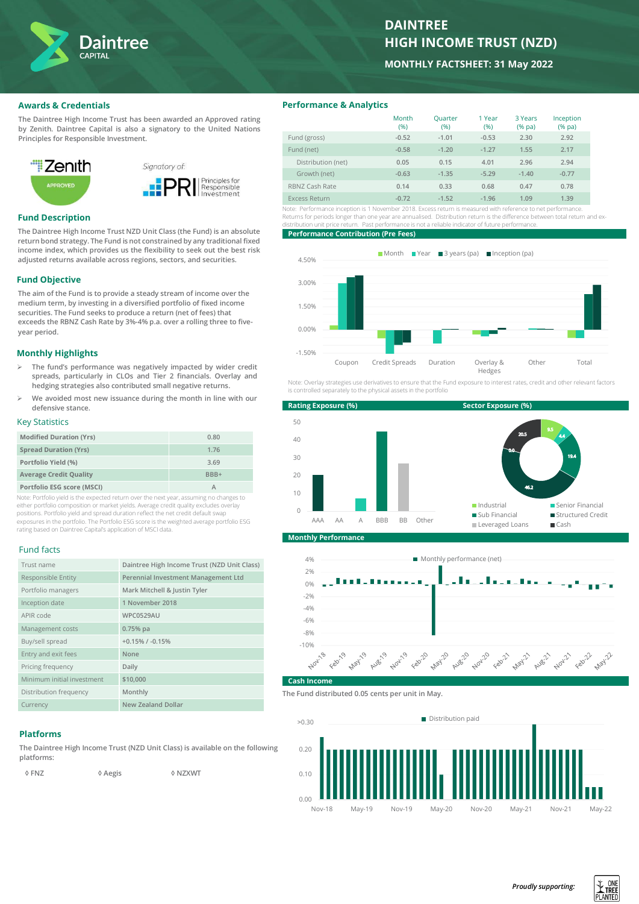# DAINTREE HIGH INCOME TRUST (NZD)

**MONTHLY FACTSHEET: 31 May 2022**

## Awards & Credentials

The Daintree High Income Trust has been awarded an Approved rating by Zenith. Daintree Capital is also a signatory to the United Nations Principles for Responsible Investment.

## Fund Description

The Daintree High Income Trust NZD Unit Class (the Fund) is an absolute return bond strategy. The Fund is not constrained by any traditional fixed income index, which provides us the flexibility to seek out the best risk adjusted returns available across regions, sectors, and securities.

## Fund Objective

The aim of the Fund is to provide a steady stream of income over the medium term, by investing in a diversified portfolio of fixed income securities. The Fund seeks to produce a return (net of fees) that exceeds the RBNZ Cash Rate by 3%-4% p.a. over a rolling three to five-year period.

## Monthly Highlights

- The fund's performance was negatively impacted by wider credit spreads, particularly in CLOs and Tier 2 financials. Overlay and hedging strategies also contributed small negative returns.
- We avoided most new issuance during the month in line with our defensive stance.

## Key Statistics

| | |
|---|---|
| Modified Duration (Yrs) | 0.80 |
| Spread Duration (Yrs) | 1.76 |
| Portfolio Yield (%) | 3.69 |
| Average Credit Quality | BBB+ |
| Portfolio ESG score (MSCI) | A |

Note: Portfolio yield is the expected return over the next year, assuming no changes to either portfolio composition or market yields. Average credit quality excludes overlay positions. Portfolio yield and spread duration reflect the net credit default swap exposures in the portfolio. The Portfolio ESG score is the weighted average portfolio ESG rating based on Daintree Capital's application of MSCI data.

## Fund facts

| | |
|---|---|
| Trust name | Daintree High Income Trust (NZD Unit Class) |
| Responsible Entity | Perennial Investment Management Ltd |
| Portfolio managers | Mark Mitchell & Justin Tyler |
| Inception date | 1 November 2018 |
| APIR code | WPC0529AU |
| Management costs | 0.75% pa |
| Buy/sell spread | +0.15% / -0.15% |
| Entry and exit fees | None |
| Pricing frequency | Daily |
| Minimum initial investment | $10,000 |
| Distribution frequency | Monthly |
| Currency | New Zealand Dollar |

## Platforms

The Daintree High Income Trust (NZD Unit Class) is available on the following platforms:

◊ FNZ ◊ Aegis ◊ NZXWT

## Performance & Analytics

| | Month (%) | Quarter (%) | 1 Year (%) | 3 Years (% pa) | Inception (% pa) |
|---|---|---|---|---|---|
| Fund (gross) | -0.52 | -1.01 | -0.53 | 2.30 | 2.92 |
| Fund (net) | -0.58 | -1.20 | -1.27 | 1.55 | 2.17 |
| Distribution (net) | 0.05 | 0.15 | 4.01 | 2.96 | 2.94 |
| Growth (net) | -0.63 | -1.35 | -5.29 | -1.40 | -0.77 |
| RBNZ Cash Rate | 0.14 | 0.33 | 0.68 | 0.47 | 0.78 |
| Excess Return | -0.72 | -1.52 | -1.96 | 1.09 | 1.39 |

Note: Performance inception is 1 November 2018. Excess return is measured with reference to net performance. Returns for periods longer than one year are annualised. Distribution return is the difference between total return and ex-distribution unit price return. Past performance is not a reliable indicator of future performance.

### Performance Contribution (Pre Fees)

Note: Overlay strategies use derivatives to ensure that the Fund exposure to interest rates, credit and other relevant factors is controlled separately to the physical assets in the portfolio

### Rating Exposure (%)

### Sector Exposure (%)

| Sector | % |
|---|---|
| Industrial | 9.5 |
| Senior Financial | 4.4 |
| Sub Financial | 19.4 |
| Structured Credit | 46.2 |
| Leveraged Loans | 0.0 |
| Cash | 20.5 |

### Monthly Performance

### Cash Income

The Fund distributed 0.05 cents per unit in May.

*Proudly supporting:*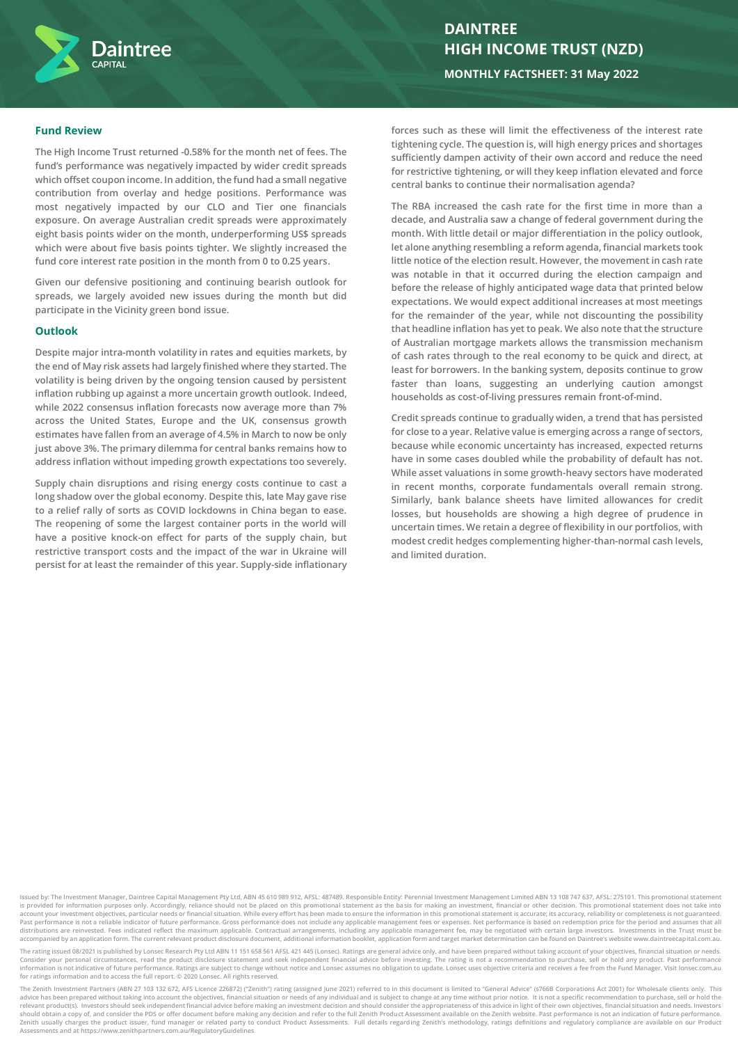# DAINTREE HIGH INCOME TRUST (NZD)

**MONTHLY FACTSHEET: 31 May 2022**

## Fund Review

The High Income Trust returned -0.58% for the month net of fees. The fund's performance was negatively impacted by wider credit spreads which offset coupon income. In addition, the fund had a small negative contribution from overlay and hedge positions. Performance was most negatively impacted by our CLO and Tier one financials exposure. On average Australian credit spreads were approximately eight basis points wider on the month, underperforming US$ spreads which were about five basis points tighter. We slightly increased the fund core interest rate position in the month from 0 to 0.25 years.

Given our defensive positioning and continuing bearish outlook for spreads, we largely avoided new issues during the month but did participate in the Vicinity green bond issue.

## Outlook

Despite major intra-month volatility in rates and equities markets, by the end of May risk assets had largely finished where they started. The volatility is being driven by the ongoing tension caused by persistent inflation rubbing up against a more uncertain growth outlook. Indeed, while 2022 consensus inflation forecasts now average more than 7% across the United States, Europe and the UK, consensus growth estimates have fallen from an average of 4.5% in March to now be only just above 3%. The primary dilemma for central banks remains how to address inflation without impeding growth expectations too severely.

Supply chain disruptions and rising energy costs continue to cast a long shadow over the global economy. Despite this, late May gave rise to a relief rally of sorts as COVID lockdowns in China began to ease. The reopening of some the largest container ports in the world will have a positive knock-on effect for parts of the supply chain, but restrictive transport costs and the impact of the war in Ukraine will persist for at least the remainder of this year. Supply-side inflationary forces such as these will limit the effectiveness of the interest rate tightening cycle. The question is, will high energy prices and shortages sufficiently dampen activity of their own accord and reduce the need for restrictive tightening, or will they keep inflation elevated and force central banks to continue their normalisation agenda?

The RBA increased the cash rate for the first time in more than a decade, and Australia saw a change of federal government during the month. With little detail or major differentiation in the policy outlook, let alone anything resembling a reform agenda, financial markets took little notice of the election result. However, the movement in cash rate was notable in that it occurred during the election campaign and before the release of highly anticipated wage data that printed below expectations. We would expect additional increases at most meetings for the remainder of the year, while not discounting the possibility that headline inflation has yet to peak. We also note that the structure of Australian mortgage markets allows the transmission mechanism of cash rates through to the real economy to be quick and direct, at least for borrowers. In the banking system, deposits continue to grow faster than loans, suggesting an underlying caution amongst households as cost-of-living pressures remain front-of-mind.

Credit spreads continue to gradually widen, a trend that has persisted for close to a year. Relative value is emerging across a range of sectors, because while economic uncertainty has increased, expected returns have in some cases doubled while the probability of default has not. While asset valuations in some growth-heavy sectors have moderated in recent months, corporate fundamentals overall remain strong. Similarly, bank balance sheets have limited allowances for credit losses, but households are showing a high degree of prudence in uncertain times. We retain a degree of flexibility in our portfolios, with modest credit hedges complementing higher-than-normal cash levels, and limited duration.

Issued by: The Investment Manager, Daintree Capital Management Pty Ltd, ABN 45 610 989 912, AFSL: 487489. Responsible Entity: Perennial Investment Management Limited ABN 13 108 747 637, AFSL: 275101. This promotional statement is provided for information purposes only. Accordingly, reliance should not be placed on this promotional statement as the basis for making an investment, financial or other decision. This promotional statement does not take into account your investment objectives, particular needs or financial situation. While every effort has been made to ensure the information in this promotional statement is accurate; its accuracy, reliability or completeness is not guaranteed. Past performance is not a reliable indicator of future performance. Gross performance does not include any applicable management fees or expenses. Net performance is based on redemption price for the period and assumes that all distributions are reinvested. Fees indicated reflect the maximum applicable. Contractual arrangements, including any applicable management fee, may be negotiated with certain large investors. Investments in the Trust must be accompanied by an application form. The current relevant product disclosure document, additional information booklet, application form and target market determination can be found on Daintree's website www.daintreecapital.com.au.

The rating issued 08/2021 is published by Lonsec Research Pty Ltd ABN 11 151 658 561 AFSL 421 445 (Lonsec). Ratings are general advice only, and have been prepared without taking account of your objectives, financial situation or needs. Consider your personal circumstances, read the product disclosure statement and seek independent financial advice before investing. The rating is not a recommendation to purchase, sell or hold any product. Past performance information is not indicative of future performance. Ratings are subject to change without notice and Lonsec assumes no obligation to update. Lonsec uses objective criteria and receives a fee from the Fund Manager. Visit lonsec.com.au for ratings information and to access the full report. © 2020 Lonsec. All rights reserved.

The Zenith Investment Partners (ABN 27 103 132 672, AFS Licence 226872) ("Zenith") rating (assigned June 2021) referred to in this document is limited to "General Advice" (s766B Corporations Act 2001) for Wholesale clients only. This advice has been prepared without taking into account the objectives, financial situation or needs of any individual and is subject to change at any time without prior notice. It is not a specific recommendation to purchase, sell or hold the relevant product(s). Investors should seek independent financial advice before making an investment decision and should consider the appropriateness of this advice in light of their own objectives, financial situation and needs. Investors should obtain a copy of, and consider the PDS or offer document before making any decision and refer to the full Zenith Product Assessment available on the Zenith website. Past performance is not an indication of future performance. Zenith usually charges the product issuer, fund manager or related party to conduct Product Assessments. Full details regarding Zenith's methodology, ratings definitions and regulatory compliance are available on our Product Assessments and at https://www.zenithpartners.com.au/RegulatoryGuidelines